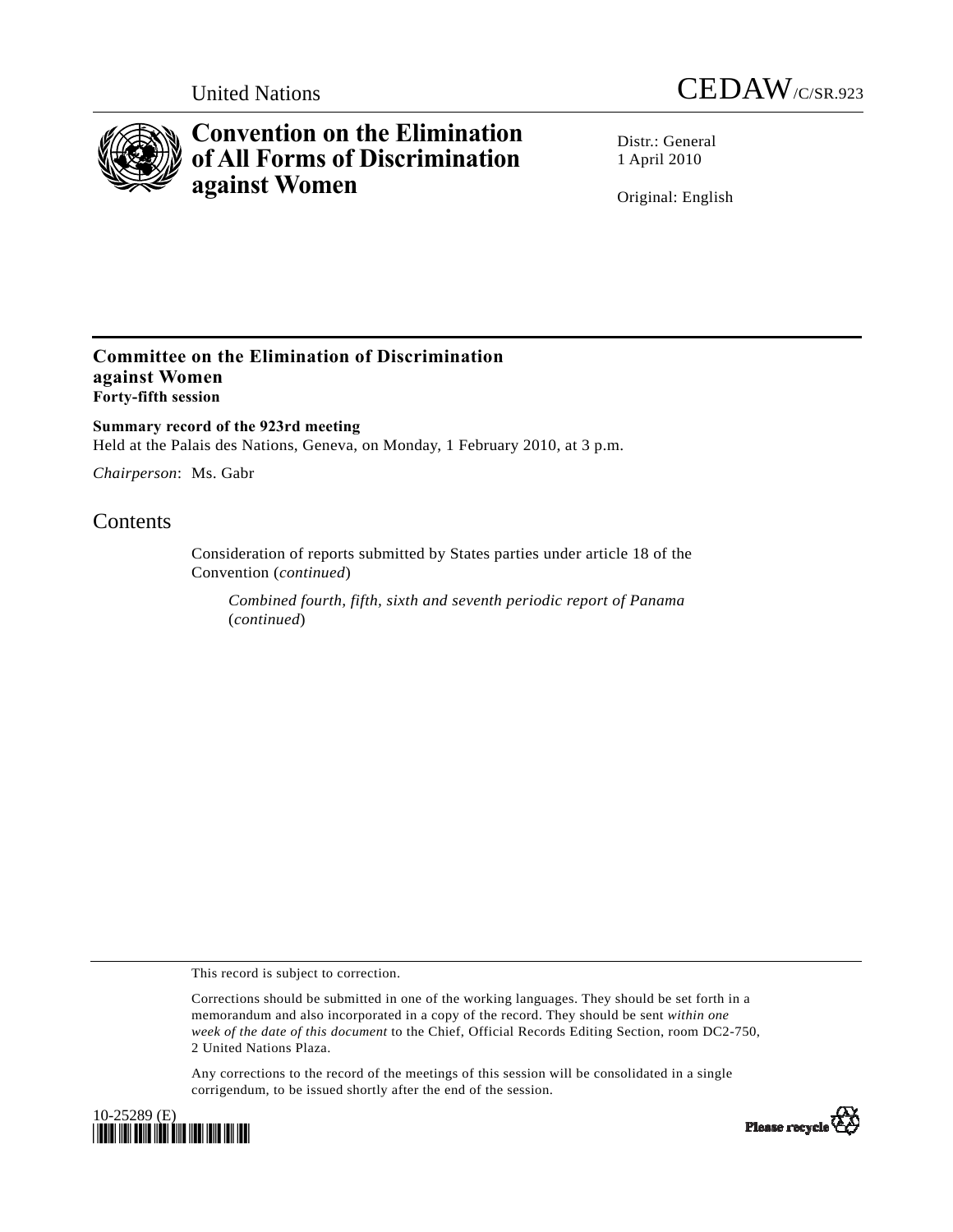United Nations

CEDAW/C/SR.923

# Convention on the Elimination of All Forms of Discrimination against Women

Distr.: General
1 April 2010

Original: English

## Committee on the Elimination of Discrimination against Women
**Forty-fifth session**

**Summary record of the 923rd meeting**
Held at the Palais des Nations, Geneva, on Monday, 1 February 2010, at 3 p.m.

*Chairperson*: Ms. Gabr

# Contents

Consideration of reports submitted by States parties under article 18 of the Convention (*continued*)

*Combined fourth, fifth, sixth and seventh periodic report of Panama* (*continued*)

This record is subject to correction.

Corrections should be submitted in one of the working languages. They should be set forth in a memorandum and also incorporated in a copy of the record. They should be sent *within one week of the date of this document* to the Chief, Official Records Editing Section, room DC2-750, 2 United Nations Plaza.

Any corrections to the record of the meetings of this session will be consolidated in a single corrigendum, to be issued shortly after the end of the session.

10-25289 (E)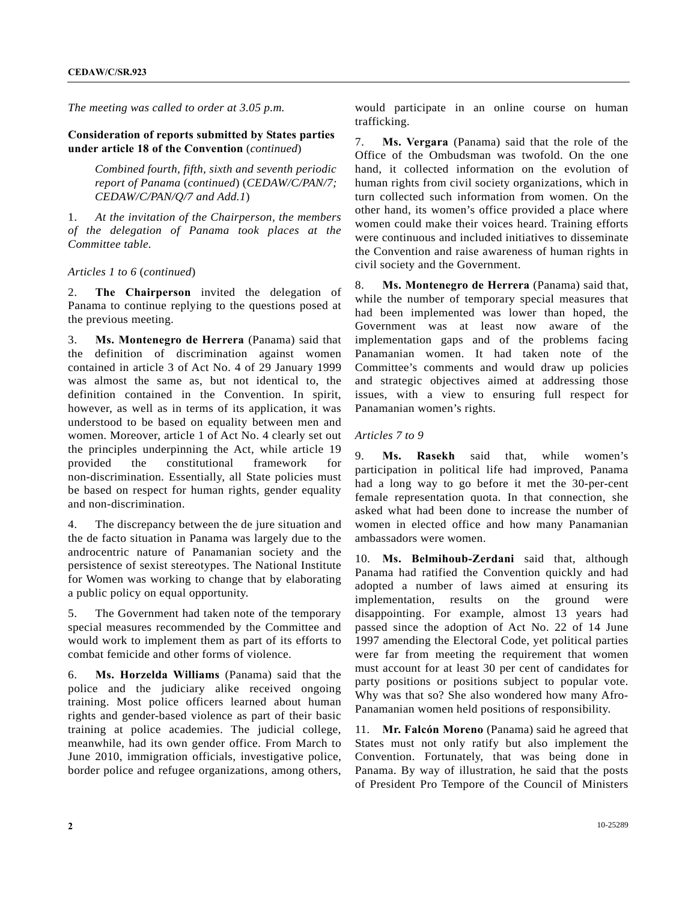*The meeting was called to order at 3.05 p.m.*

**Consideration of reports submitted by States parties under article 18 of the Convention** (*continued*)

*Combined fourth, fifth, sixth and seventh periodic report of Panama* (*continued*) (*CEDAW/C/PAN/7; CEDAW/C/PAN/Q/7 and Add.1*)

1. *At the invitation of the Chairperson, the members of the delegation of Panama took places at the Committee table.*

*Articles 1 to 6* (*continued*)

2. **The Chairperson** invited the delegation of Panama to continue replying to the questions posed at the previous meeting.

3. **Ms. Montenegro de Herrera** (Panama) said that the definition of discrimination against women contained in article 3 of Act No. 4 of 29 January 1999 was almost the same as, but not identical to, the definition contained in the Convention. In spirit, however, as well as in terms of its application, it was understood to be based on equality between men and women. Moreover, article 1 of Act No. 4 clearly set out the principles underpinning the Act, while article 19 provided the constitutional framework for non-discrimination. Essentially, all State policies must be based on respect for human rights, gender equality and non-discrimination.

4. The discrepancy between the de jure situation and the de facto situation in Panama was largely due to the androcentric nature of Panamanian society and the persistence of sexist stereotypes. The National Institute for Women was working to change that by elaborating a public policy on equal opportunity.

5. The Government had taken note of the temporary special measures recommended by the Committee and would work to implement them as part of its efforts to combat femicide and other forms of violence.

6. **Ms. Horzelda Williams** (Panama) said that the police and the judiciary alike received ongoing training. Most police officers learned about human rights and gender-based violence as part of their basic training at police academies. The judicial college, meanwhile, had its own gender office. From March to June 2010, immigration officials, investigative police, border police and refugee organizations, among others, would participate in an online course on human trafficking.

7. **Ms. Vergara** (Panama) said that the role of the Office of the Ombudsman was twofold. On the one hand, it collected information on the evolution of human rights from civil society organizations, which in turn collected such information from women. On the other hand, its women's office provided a place where women could make their voices heard. Training efforts were continuous and included initiatives to disseminate the Convention and raise awareness of human rights in civil society and the Government.

8. **Ms. Montenegro de Herrera** (Panama) said that, while the number of temporary special measures that had been implemented was lower than hoped, the Government was at least now aware of the implementation gaps and of the problems facing Panamanian women. It had taken note of the Committee's comments and would draw up policies and strategic objectives aimed at addressing those issues, with a view to ensuring full respect for Panamanian women's rights.

*Articles 7 to 9*

9. **Ms. Rasekh** said that, while women's participation in political life had improved, Panama had a long way to go before it met the 30-per-cent female representation quota. In that connection, she asked what had been done to increase the number of women in elected office and how many Panamanian ambassadors were women.

10. **Ms. Belmihoub-Zerdani** said that, although Panama had ratified the Convention quickly and had adopted a number of laws aimed at ensuring its implementation, results on the ground were disappointing. For example, almost 13 years had passed since the adoption of Act No. 22 of 14 June 1997 amending the Electoral Code, yet political parties were far from meeting the requirement that women must account for at least 30 per cent of candidates for party positions or positions subject to popular vote. Why was that so? She also wondered how many Afro-Panamanian women held positions of responsibility.

11. **Mr. Falcón Moreno** (Panama) said he agreed that States must not only ratify but also implement the Convention. Fortunately, that was being done in Panama. By way of illustration, he said that the posts of President Pro Tempore of the Council of Ministers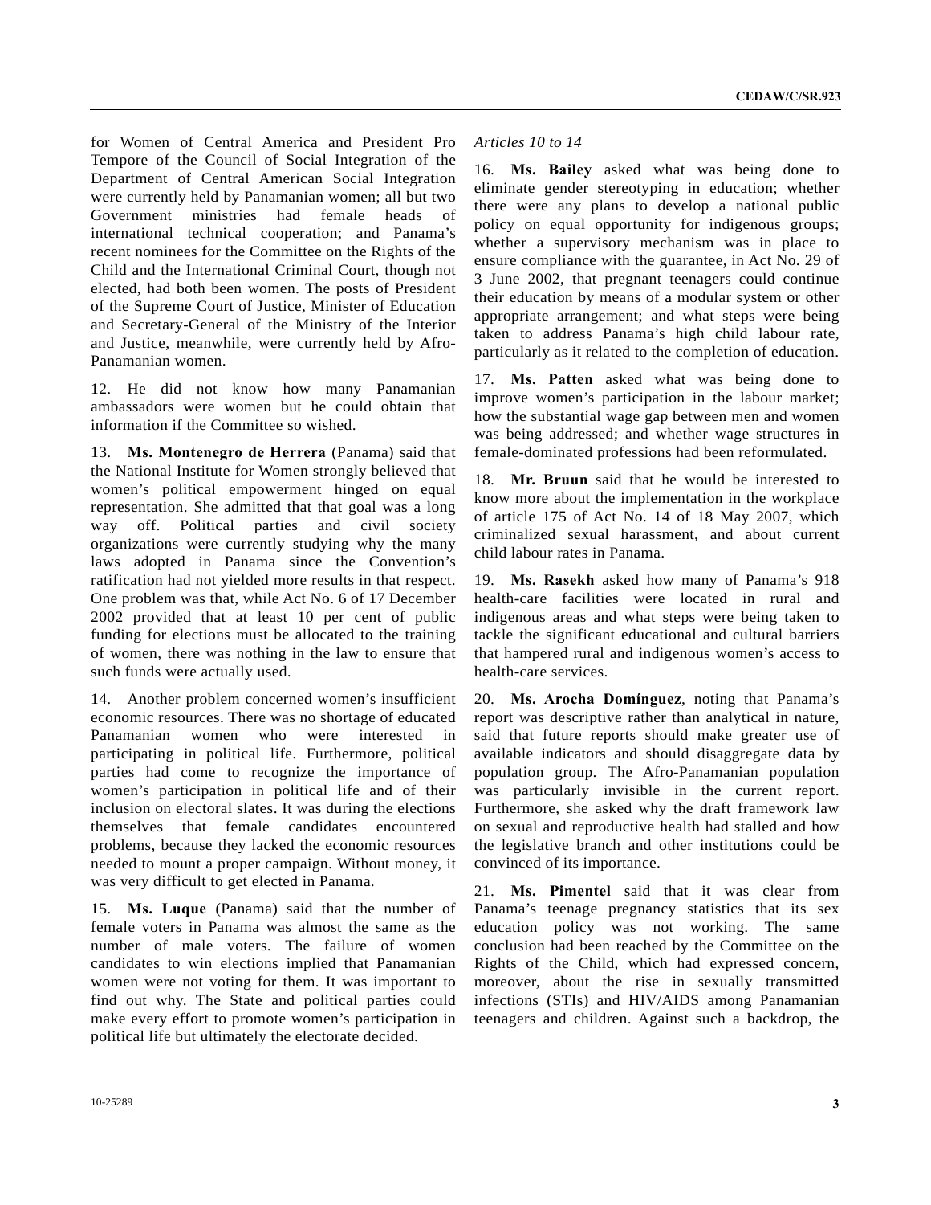for Women of Central America and President Pro Tempore of the Council of Social Integration of the Department of Central American Social Integration were currently held by Panamanian women; all but two Government ministries had female heads of international technical cooperation; and Panama's recent nominees for the Committee on the Rights of the Child and the International Criminal Court, though not elected, had both been women. The posts of President of the Supreme Court of Justice, Minister of Education and Secretary-General of the Ministry of the Interior and Justice, meanwhile, were currently held by Afro-Panamanian women.

12. He did not know how many Panamanian ambassadors were women but he could obtain that information if the Committee so wished.

13. **Ms. Montenegro de Herrera** (Panama) said that the National Institute for Women strongly believed that women's political empowerment hinged on equal representation. She admitted that that goal was a long way off. Political parties and civil society organizations were currently studying why the many laws adopted in Panama since the Convention's ratification had not yielded more results in that respect. One problem was that, while Act No. 6 of 17 December 2002 provided that at least 10 per cent of public funding for elections must be allocated to the training of women, there was nothing in the law to ensure that such funds were actually used.

14. Another problem concerned women's insufficient economic resources. There was no shortage of educated Panamanian women who were interested in participating in political life. Furthermore, political parties had come to recognize the importance of women's participation in political life and of their inclusion on electoral slates. It was during the elections themselves that female candidates encountered problems, because they lacked the economic resources needed to mount a proper campaign. Without money, it was very difficult to get elected in Panama.

15. **Ms. Luque** (Panama) said that the number of female voters in Panama was almost the same as the number of male voters. The failure of women candidates to win elections implied that Panamanian women were not voting for them. It was important to find out why. The State and political parties could make every effort to promote women's participation in political life but ultimately the electorate decided.

*Articles 10 to 14*

16. **Ms. Bailey** asked what was being done to eliminate gender stereotyping in education; whether there were any plans to develop a national public policy on equal opportunity for indigenous groups; whether a supervisory mechanism was in place to ensure compliance with the guarantee, in Act No. 29 of 3 June 2002, that pregnant teenagers could continue their education by means of a modular system or other appropriate arrangement; and what steps were being taken to address Panama's high child labour rate, particularly as it related to the completion of education.

17. **Ms. Patten** asked what was being done to improve women's participation in the labour market; how the substantial wage gap between men and women was being addressed; and whether wage structures in female-dominated professions had been reformulated.

18. **Mr. Bruun** said that he would be interested to know more about the implementation in the workplace of article 175 of Act No. 14 of 18 May 2007, which criminalized sexual harassment, and about current child labour rates in Panama.

19. **Ms. Rasekh** asked how many of Panama's 918 health-care facilities were located in rural and indigenous areas and what steps were being taken to tackle the significant educational and cultural barriers that hampered rural and indigenous women's access to health-care services.

20. **Ms. Arocha Domínguez**, noting that Panama's report was descriptive rather than analytical in nature, said that future reports should make greater use of available indicators and should disaggregate data by population group. The Afro-Panamanian population was particularly invisible in the current report. Furthermore, she asked why the draft framework law on sexual and reproductive health had stalled and how the legislative branch and other institutions could be convinced of its importance.

21. **Ms. Pimentel** said that it was clear from Panama's teenage pregnancy statistics that its sex education policy was not working. The same conclusion had been reached by the Committee on the Rights of the Child, which had expressed concern, moreover, about the rise in sexually transmitted infections (STIs) and HIV/AIDS among Panamanian teenagers and children. Against such a backdrop, the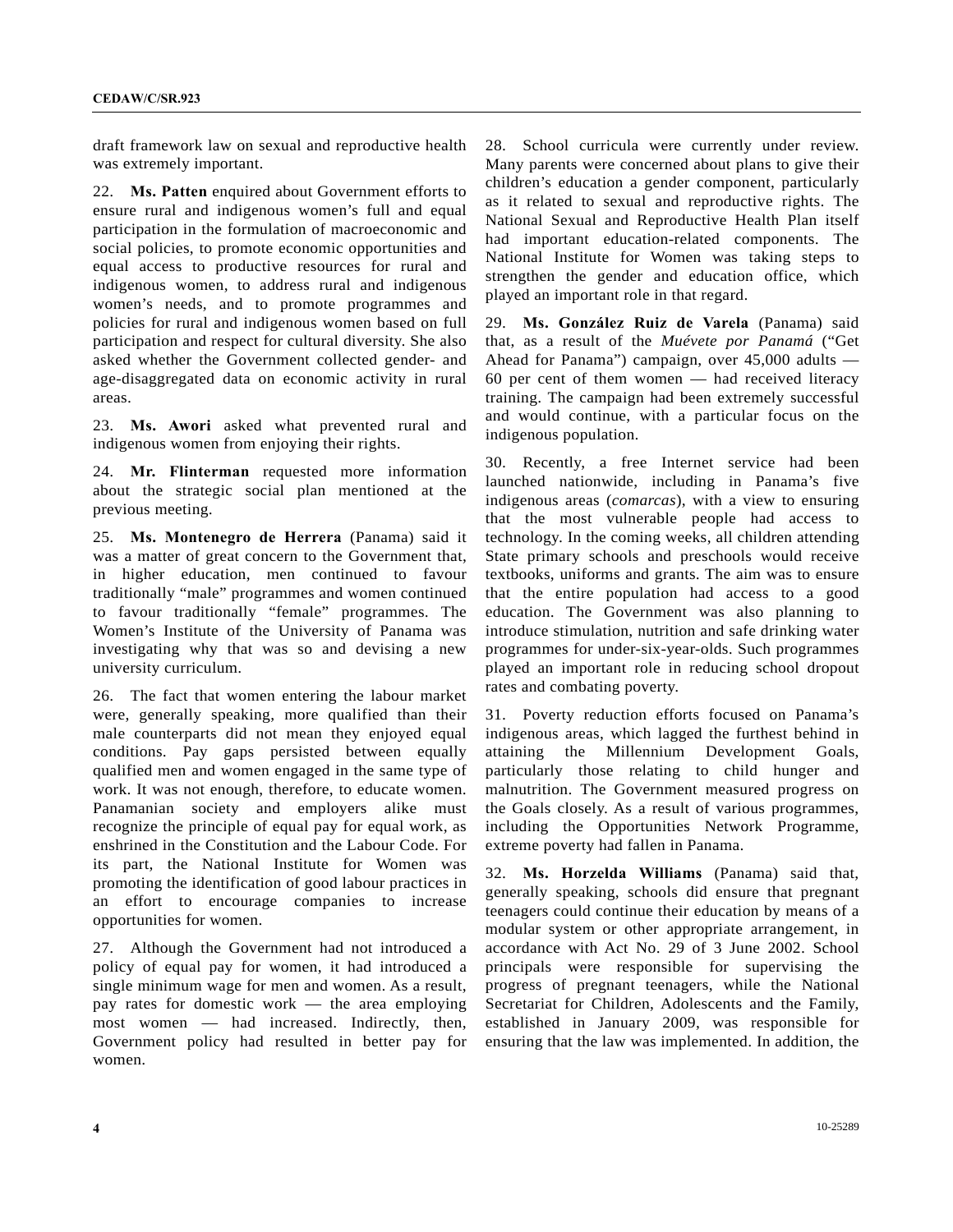draft framework law on sexual and reproductive health was extremely important.

22. **Ms. Patten** enquired about Government efforts to ensure rural and indigenous women's full and equal participation in the formulation of macroeconomic and social policies, to promote economic opportunities and equal access to productive resources for rural and indigenous women, to address rural and indigenous women's needs, and to promote programmes and policies for rural and indigenous women based on full participation and respect for cultural diversity. She also asked whether the Government collected gender- and age-disaggregated data on economic activity in rural areas.

23. **Ms. Awori** asked what prevented rural and indigenous women from enjoying their rights.

24. **Mr. Flinterman** requested more information about the strategic social plan mentioned at the previous meeting.

25. **Ms. Montenegro de Herrera** (Panama) said it was a matter of great concern to the Government that, in higher education, men continued to favour traditionally "male" programmes and women continued to favour traditionally "female" programmes. The Women's Institute of the University of Panama was investigating why that was so and devising a new university curriculum.

26. The fact that women entering the labour market were, generally speaking, more qualified than their male counterparts did not mean they enjoyed equal conditions. Pay gaps persisted between equally qualified men and women engaged in the same type of work. It was not enough, therefore, to educate women. Panamanian society and employers alike must recognize the principle of equal pay for equal work, as enshrined in the Constitution and the Labour Code. For its part, the National Institute for Women was promoting the identification of good labour practices in an effort to encourage companies to increase opportunities for women.

27. Although the Government had not introduced a policy of equal pay for women, it had introduced a single minimum wage for men and women. As a result, pay rates for domestic work — the area employing most women — had increased. Indirectly, then, Government policy had resulted in better pay for women.

28. School curricula were currently under review. Many parents were concerned about plans to give their children's education a gender component, particularly as it related to sexual and reproductive rights. The National Sexual and Reproductive Health Plan itself had important education-related components. The National Institute for Women was taking steps to strengthen the gender and education office, which played an important role in that regard.

29. **Ms. González Ruiz de Varela** (Panama) said that, as a result of the *Muévete por Panamá* ("Get Ahead for Panama") campaign, over 45,000 adults — 60 per cent of them women — had received literacy training. The campaign had been extremely successful and would continue, with a particular focus on the indigenous population.

30. Recently, a free Internet service had been launched nationwide, including in Panama's five indigenous areas (*comarcas*), with a view to ensuring that the most vulnerable people had access to technology. In the coming weeks, all children attending State primary schools and preschools would receive textbooks, uniforms and grants. The aim was to ensure that the entire population had access to a good education. The Government was also planning to introduce stimulation, nutrition and safe drinking water programmes for under-six-year-olds. Such programmes played an important role in reducing school dropout rates and combating poverty.

31. Poverty reduction efforts focused on Panama's indigenous areas, which lagged the furthest behind in attaining the Millennium Development Goals, particularly those relating to child hunger and malnutrition. The Government measured progress on the Goals closely. As a result of various programmes, including the Opportunities Network Programme, extreme poverty had fallen in Panama.

32. **Ms. Horzelda Williams** (Panama) said that, generally speaking, schools did ensure that pregnant teenagers could continue their education by means of a modular system or other appropriate arrangement, in accordance with Act No. 29 of 3 June 2002. School principals were responsible for supervising the progress of pregnant teenagers, while the National Secretariat for Children, Adolescents and the Family, established in January 2009, was responsible for ensuring that the law was implemented. In addition, the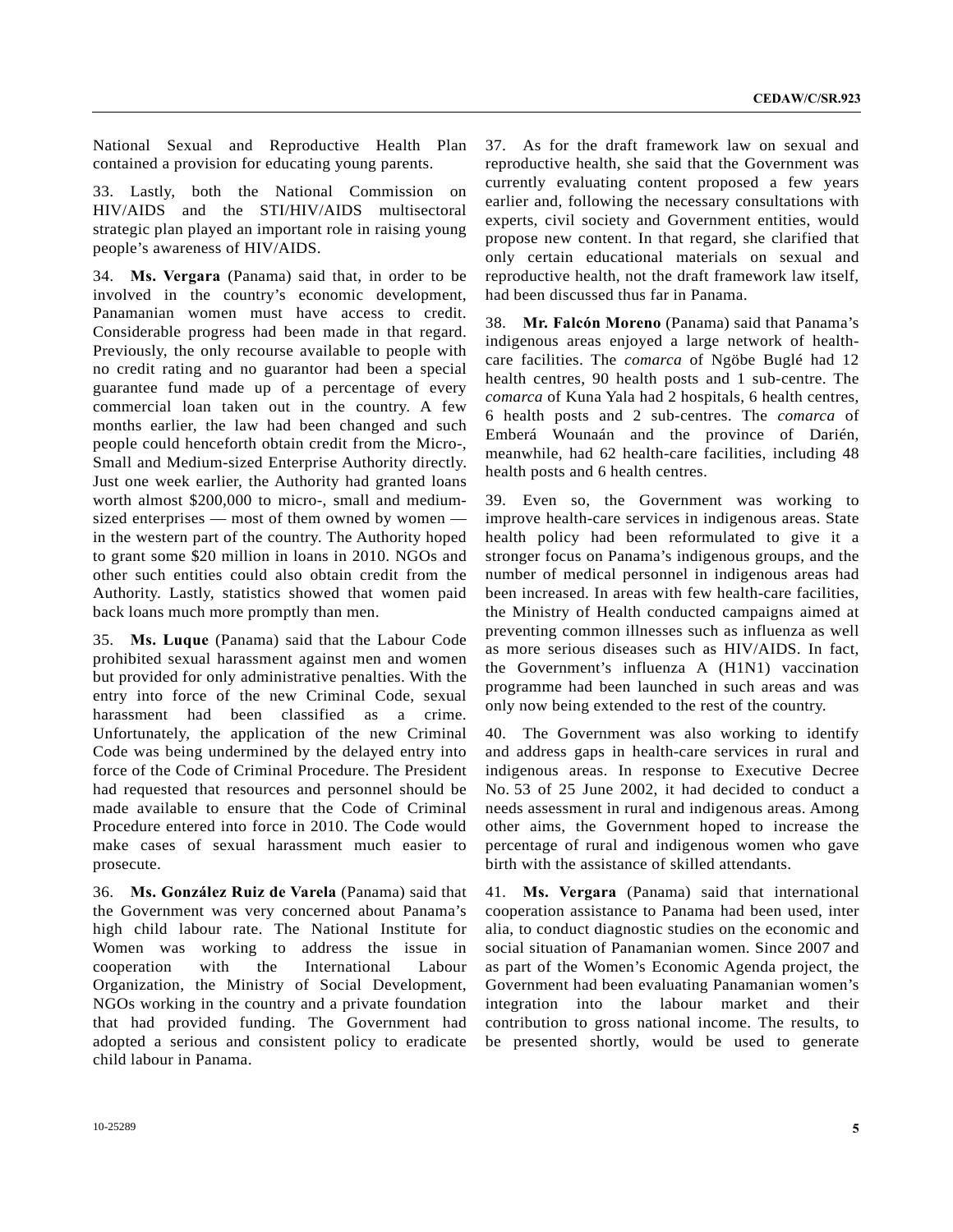National Sexual and Reproductive Health Plan contained a provision for educating young parents.

33. Lastly, both the National Commission on HIV/AIDS and the STI/HIV/AIDS multisectoral strategic plan played an important role in raising young people's awareness of HIV/AIDS.

34. **Ms. Vergara** (Panama) said that, in order to be involved in the country's economic development, Panamanian women must have access to credit. Considerable progress had been made in that regard. Previously, the only recourse available to people with no credit rating and no guarantor had been a special guarantee fund made up of a percentage of every commercial loan taken out in the country. A few months earlier, the law had been changed and such people could henceforth obtain credit from the Micro-, Small and Medium-sized Enterprise Authority directly. Just one week earlier, the Authority had granted loans worth almost $200,000 to micro-, small and medium-sized enterprises — most of them owned by women — in the western part of the country. The Authority hoped to grant some $20 million in loans in 2010. NGOs and other such entities could also obtain credit from the Authority. Lastly, statistics showed that women paid back loans much more promptly than men.

35. **Ms. Luque** (Panama) said that the Labour Code prohibited sexual harassment against men and women but provided for only administrative penalties. With the entry into force of the new Criminal Code, sexual harassment had been classified as a crime. Unfortunately, the application of the new Criminal Code was being undermined by the delayed entry into force of the Code of Criminal Procedure. The President had requested that resources and personnel should be made available to ensure that the Code of Criminal Procedure entered into force in 2010. The Code would make cases of sexual harassment much easier to prosecute.

36. **Ms. González Ruiz de Varela** (Panama) said that the Government was very concerned about Panama's high child labour rate. The National Institute for Women was working to address the issue in cooperation with the International Labour Organization, the Ministry of Social Development, NGOs working in the country and a private foundation that had provided funding. The Government had adopted a serious and consistent policy to eradicate child labour in Panama.

37. As for the draft framework law on sexual and reproductive health, she said that the Government was currently evaluating content proposed a few years earlier and, following the necessary consultations with experts, civil society and Government entities, would propose new content. In that regard, she clarified that only certain educational materials on sexual and reproductive health, not the draft framework law itself, had been discussed thus far in Panama.

38. **Mr. Falcón Moreno** (Panama) said that Panama's indigenous areas enjoyed a large network of health-care facilities. The *comarca* of Ngöbe Buglé had 12 health centres, 90 health posts and 1 sub-centre. The *comarca* of Kuna Yala had 2 hospitals, 6 health centres, 6 health posts and 2 sub-centres. The *comarca* of Emberá Wounaán and the province of Darién, meanwhile, had 62 health-care facilities, including 48 health posts and 6 health centres.

39. Even so, the Government was working to improve health-care services in indigenous areas. State health policy had been reformulated to give it a stronger focus on Panama's indigenous groups, and the number of medical personnel in indigenous areas had been increased. In areas with few health-care facilities, the Ministry of Health conducted campaigns aimed at preventing common illnesses such as influenza as well as more serious diseases such as HIV/AIDS. In fact, the Government's influenza A (H1N1) vaccination programme had been launched in such areas and was only now being extended to the rest of the country.

40. The Government was also working to identify and address gaps in health-care services in rural and indigenous areas. In response to Executive Decree No. 53 of 25 June 2002, it had decided to conduct a needs assessment in rural and indigenous areas. Among other aims, the Government hoped to increase the percentage of rural and indigenous women who gave birth with the assistance of skilled attendants.

41. **Ms. Vergara** (Panama) said that international cooperation assistance to Panama had been used, inter alia, to conduct diagnostic studies on the economic and social situation of Panamanian women. Since 2007 and as part of the Women's Economic Agenda project, the Government had been evaluating Panamanian women's integration into the labour market and their contribution to gross national income. The results, to be presented shortly, would be used to generate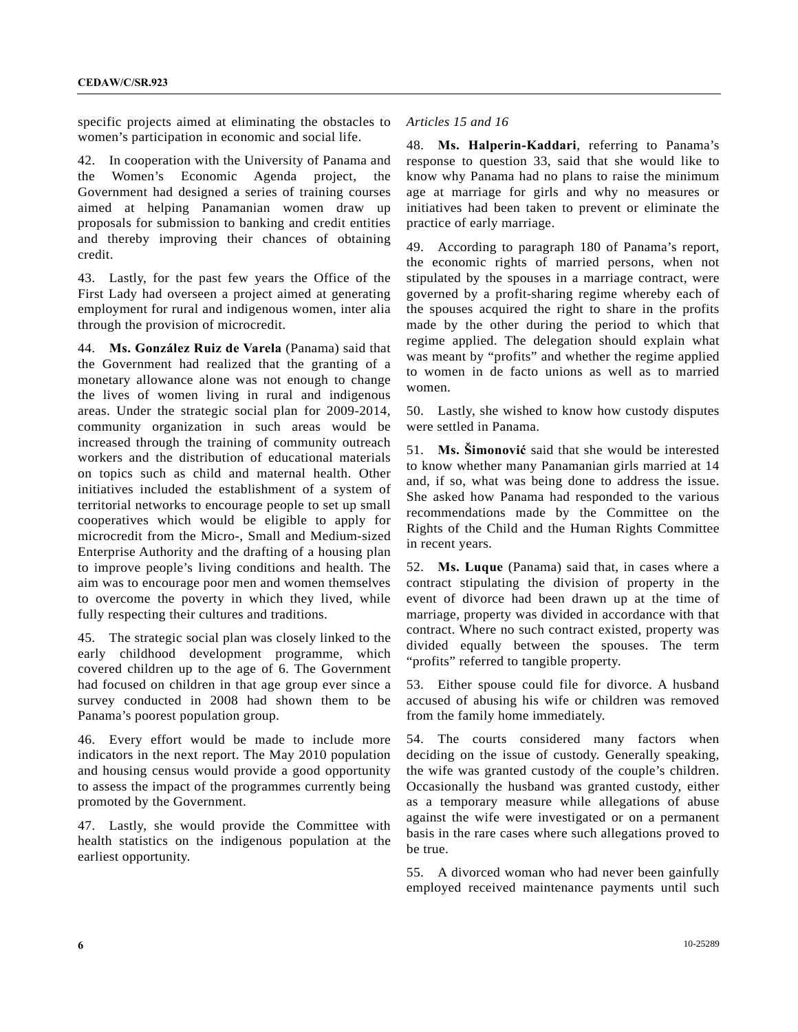specific projects aimed at eliminating the obstacles to women's participation in economic and social life.

42. In cooperation with the University of Panama and the Women's Economic Agenda project, the Government had designed a series of training courses aimed at helping Panamanian women draw up proposals for submission to banking and credit entities and thereby improving their chances of obtaining credit.

43. Lastly, for the past few years the Office of the First Lady had overseen a project aimed at generating employment for rural and indigenous women, inter alia through the provision of microcredit.

44. **Ms. González Ruiz de Varela** (Panama) said that the Government had realized that the granting of a monetary allowance alone was not enough to change the lives of women living in rural and indigenous areas. Under the strategic social plan for 2009-2014, community organization in such areas would be increased through the training of community outreach workers and the distribution of educational materials on topics such as child and maternal health. Other initiatives included the establishment of a system of territorial networks to encourage people to set up small cooperatives which would be eligible to apply for microcredit from the Micro-, Small and Medium-sized Enterprise Authority and the drafting of a housing plan to improve people's living conditions and health. The aim was to encourage poor men and women themselves to overcome the poverty in which they lived, while fully respecting their cultures and traditions.

45. The strategic social plan was closely linked to the early childhood development programme, which covered children up to the age of 6. The Government had focused on children in that age group ever since a survey conducted in 2008 had shown them to be Panama's poorest population group.

46. Every effort would be made to include more indicators in the next report. The May 2010 population and housing census would provide a good opportunity to assess the impact of the programmes currently being promoted by the Government.

47. Lastly, she would provide the Committee with health statistics on the indigenous population at the earliest opportunity.

*Articles 15 and 16*

48. **Ms. Halperin-Kaddari**, referring to Panama's response to question 33, said that she would like to know why Panama had no plans to raise the minimum age at marriage for girls and why no measures or initiatives had been taken to prevent or eliminate the practice of early marriage.

49. According to paragraph 180 of Panama's report, the economic rights of married persons, when not stipulated by the spouses in a marriage contract, were governed by a profit-sharing regime whereby each of the spouses acquired the right to share in the profits made by the other during the period to which that regime applied. The delegation should explain what was meant by "profits" and whether the regime applied to women in de facto unions as well as to married women.

50. Lastly, she wished to know how custody disputes were settled in Panama.

51. **Ms. Šimonović** said that she would be interested to know whether many Panamanian girls married at 14 and, if so, what was being done to address the issue. She asked how Panama had responded to the various recommendations made by the Committee on the Rights of the Child and the Human Rights Committee in recent years.

52. **Ms. Luque** (Panama) said that, in cases where a contract stipulating the division of property in the event of divorce had been drawn up at the time of marriage, property was divided in accordance with that contract. Where no such contract existed, property was divided equally between the spouses. The term "profits" referred to tangible property.

53. Either spouse could file for divorce. A husband accused of abusing his wife or children was removed from the family home immediately.

54. The courts considered many factors when deciding on the issue of custody. Generally speaking, the wife was granted custody of the couple's children. Occasionally the husband was granted custody, either as a temporary measure while allegations of abuse against the wife were investigated or on a permanent basis in the rare cases where such allegations proved to be true.

55. A divorced woman who had never been gainfully employed received maintenance payments until such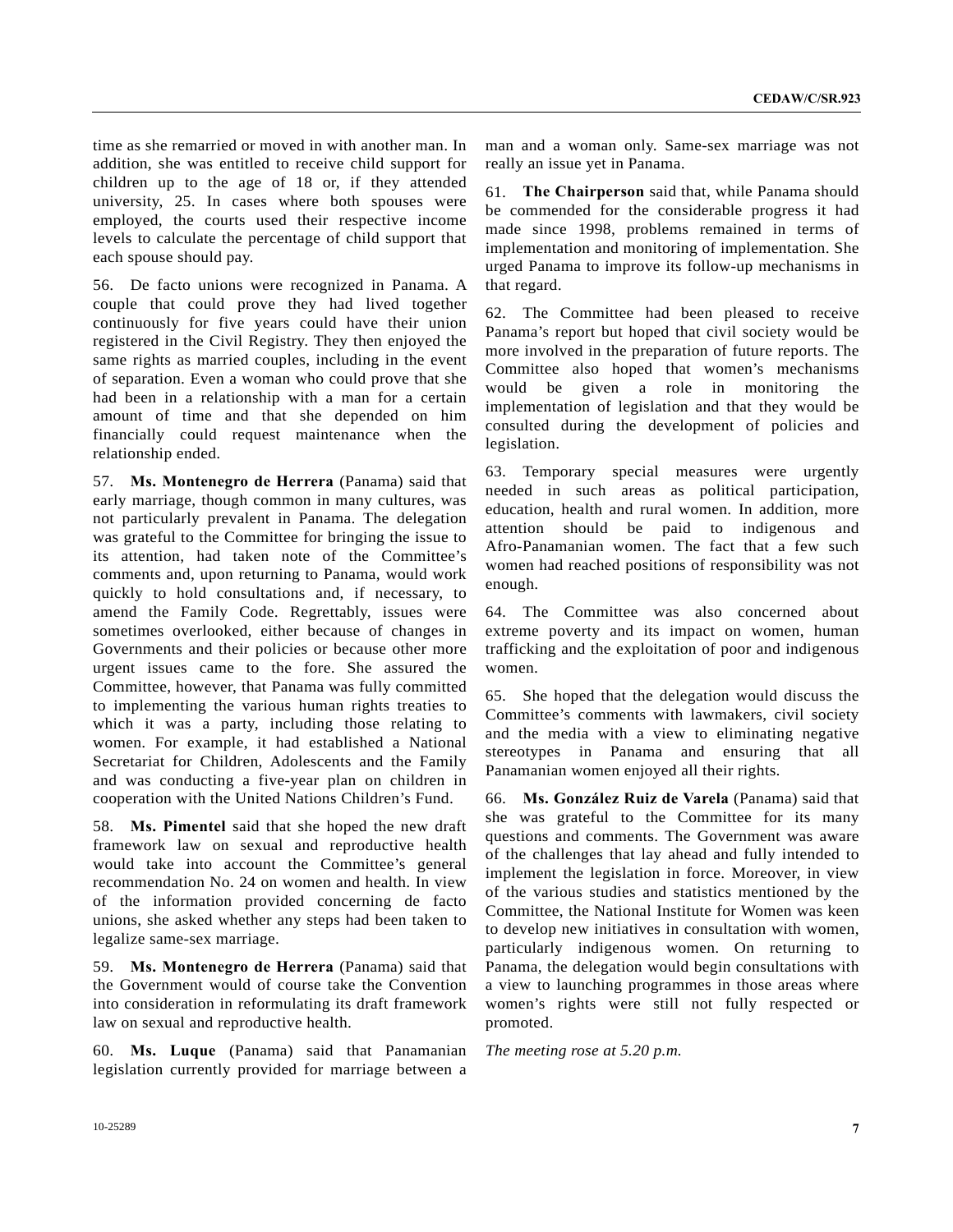time as she remarried or moved in with another man. In addition, she was entitled to receive child support for children up to the age of 18 or, if they attended university, 25. In cases where both spouses were employed, the courts used their respective income levels to calculate the percentage of child support that each spouse should pay.

56. De facto unions were recognized in Panama. A couple that could prove they had lived together continuously for five years could have their union registered in the Civil Registry. They then enjoyed the same rights as married couples, including in the event of separation. Even a woman who could prove that she had been in a relationship with a man for a certain amount of time and that she depended on him financially could request maintenance when the relationship ended.

57. **Ms. Montenegro de Herrera** (Panama) said that early marriage, though common in many cultures, was not particularly prevalent in Panama. The delegation was grateful to the Committee for bringing the issue to its attention, had taken note of the Committee's comments and, upon returning to Panama, would work quickly to hold consultations and, if necessary, to amend the Family Code. Regrettably, issues were sometimes overlooked, either because of changes in Governments and their policies or because other more urgent issues came to the fore. She assured the Committee, however, that Panama was fully committed to implementing the various human rights treaties to which it was a party, including those relating to women. For example, it had established a National Secretariat for Children, Adolescents and the Family and was conducting a five-year plan on children in cooperation with the United Nations Children's Fund.

58. **Ms. Pimentel** said that she hoped the new draft framework law on sexual and reproductive health would take into account the Committee's general recommendation No. 24 on women and health. In view of the information provided concerning de facto unions, she asked whether any steps had been taken to legalize same-sex marriage.

59. **Ms. Montenegro de Herrera** (Panama) said that the Government would of course take the Convention into consideration in reformulating its draft framework law on sexual and reproductive health.

60. **Ms. Luque** (Panama) said that Panamanian legislation currently provided for marriage between a man and a woman only. Same-sex marriage was not really an issue yet in Panama.

61. **The Chairperson** said that, while Panama should be commended for the considerable progress it had made since 1998, problems remained in terms of implementation and monitoring of implementation. She urged Panama to improve its follow-up mechanisms in that regard.

62. The Committee had been pleased to receive Panama's report but hoped that civil society would be more involved in the preparation of future reports. The Committee also hoped that women's mechanisms would be given a role in monitoring the implementation of legislation and that they would be consulted during the development of policies and legislation.

63. Temporary special measures were urgently needed in such areas as political participation, education, health and rural women. In addition, more attention should be paid to indigenous and Afro-Panamanian women. The fact that a few such women had reached positions of responsibility was not enough.

64. The Committee was also concerned about extreme poverty and its impact on women, human trafficking and the exploitation of poor and indigenous women.

65. She hoped that the delegation would discuss the Committee's comments with lawmakers, civil society and the media with a view to eliminating negative stereotypes in Panama and ensuring that all Panamanian women enjoyed all their rights.

66. **Ms. González Ruiz de Varela** (Panama) said that she was grateful to the Committee for its many questions and comments. The Government was aware of the challenges that lay ahead and fully intended to implement the legislation in force. Moreover, in view of the various studies and statistics mentioned by the Committee, the National Institute for Women was keen to develop new initiatives in consultation with women, particularly indigenous women. On returning to Panama, the delegation would begin consultations with a view to launching programmes in those areas where women's rights were still not fully respected or promoted.

*The meeting rose at 5.20 p.m.*